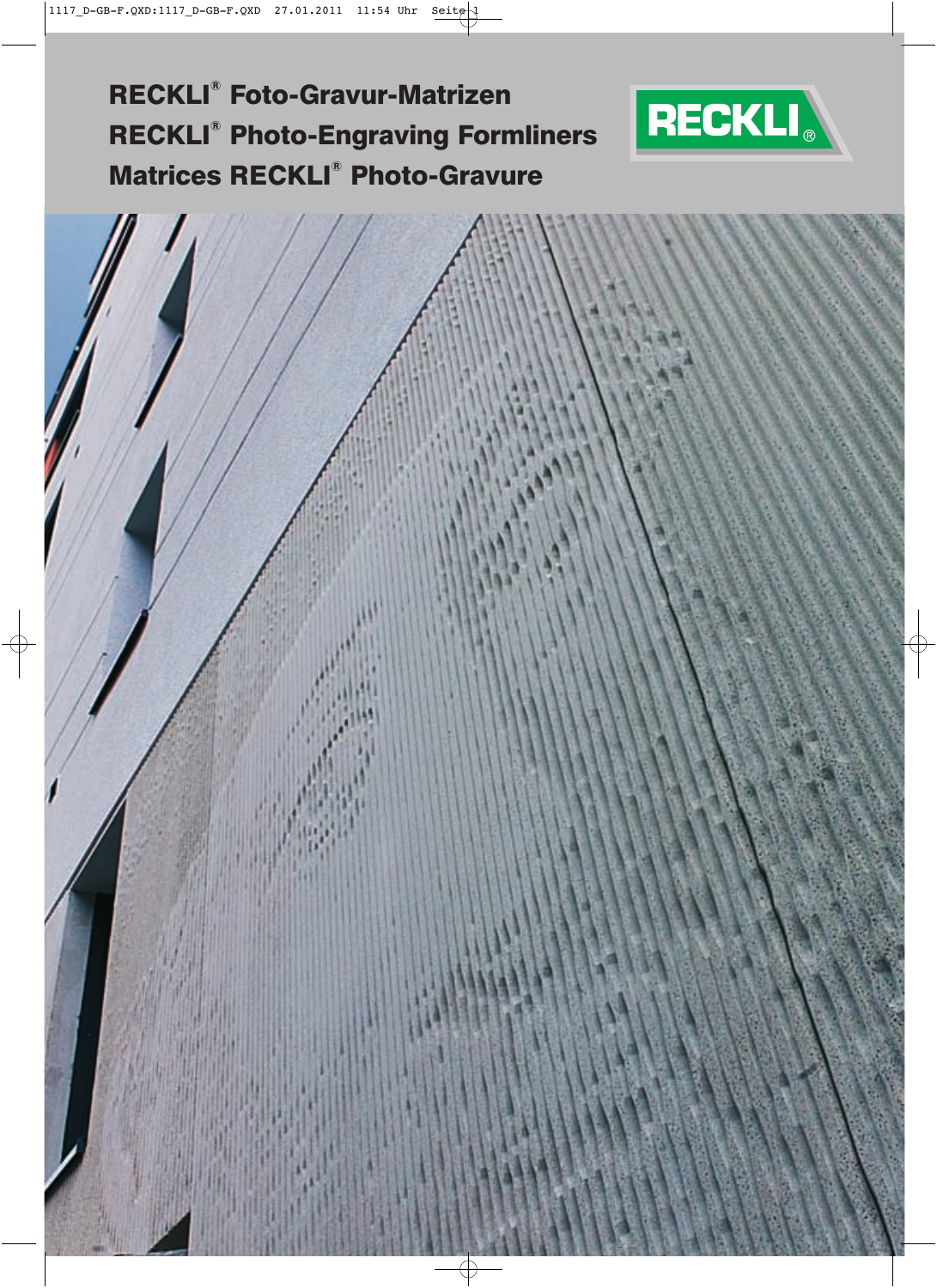# RECKLI® Foto-Gravur-Matrizen
# RECKLI® Photo-Engraving Formliners
# Matrices RECKLI® Photo-Gravure

RECKLI®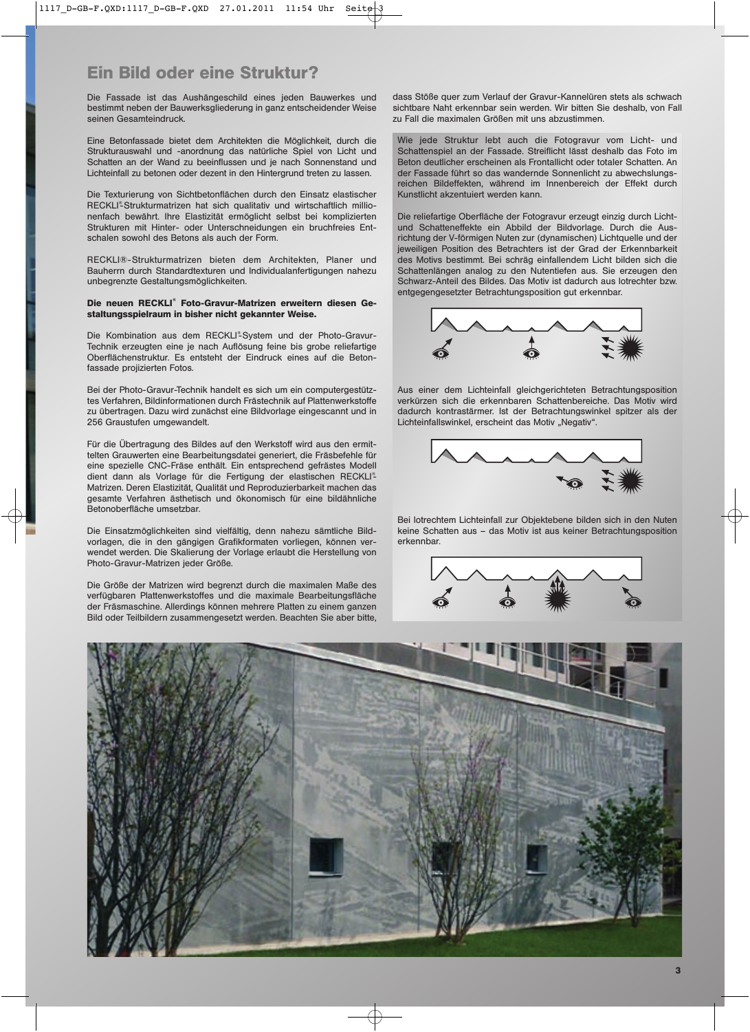# Ein Bild oder eine Struktur?

Die Fassade ist das Aushängeschild eines jeden Bauwerkes und bestimmt neben der Bauwerksgliederung in ganz entscheidender Weise seinen Gesamteindruck.

Eine Betonfassade bietet dem Architekten die Möglichkeit, durch die Strukturauswahl und -anordnung das natürliche Spiel von Licht und Schatten an der Wand zu beeinflussen und je nach Sonnenstand und Lichteinfall zu betonen oder dezent in den Hintergrund treten zu lassen.

Die Texturierung von Sichtbetonflächen durch den Einsatz elastischer RECKLI®-Strukturmatrizen hat sich qualitativ und wirtschaftlich millionenfach bewährt. Ihre Elastizität ermöglicht selbst bei komplizierten Strukturen mit Hinter- oder Unterschneidungen ein bruchfreies Entschalen sowohl des Betons als auch der Form.

RECKLI®-Strukturmatrizen bieten dem Architekten, Planer und Bauherrn durch Standardtexturen und Individualanfertigungen nahezu unbegrenzte Gestaltungsmöglichkeiten.

**Die neuen RECKLI® Foto-Gravur-Matrizen erweitern diesen Gestaltungsspielraum in bisher nicht gekannter Weise.**

Die Kombination aus dem RECKLI®-System und der Photo-Gravur-Technik erzeugten eine je nach Auflösung feine bis grobe reliefartige Oberflächenstruktur. Es entsteht der Eindruck eines auf die Betonfassade projizierten Fotos.

Bei der Photo-Gravur-Technik handelt es sich um ein computergestütztes Verfahren, Bildinformationen durch Frästechnik auf Plattenwerkstoffe zu übertragen. Dazu wird zunächst eine Bildvorlage eingescannt und in 256 Graustufen umgewandelt.

Für die Übertragung des Bildes auf den Werkstoff wird aus den ermittelten Grauwerten eine Bearbeitungsdatei generiert, die Fräsbefehle für eine spezielle CNC-Fräse enthält. Ein entsprechend gefrästes Modell dient dann als Vorlage für die Fertigung der elastischen RECKLI®-Matrizen. Deren Elastizität, Qualität und Reproduzierbarkeit machen das gesamte Verfahren ästhetisch und ökonomisch für eine bildähnliche Betonoberfläche umsetzbar.

Die Einsatzmöglichkeiten sind vielfältig, denn nahezu sämtliche Bildvorlagen, die in den gängigen Grafikformaten vorliegen, können verwendet werden. Die Skalierung der Vorlage erlaubt die Herstellung von Photo-Gravur-Matrizen jeder Größe.

Die Größe der Matrizen wird begrenzt durch die maximalen Maße des verfügbaren Plattenwerkstoffes und die maximale Bearbeitungsfläche der Fräsmaschine. Allerdings können mehrere Platten zu einem ganzen Bild oder Teilbildern zusammengesetzt werden. Beachten Sie aber bitte, dass Stöße quer zum Verlauf der Gravur-Kannelüren stets als schwach sichtbare Naht erkennbar sein werden. Wir bitten Sie deshalb, von Fall zu Fall die maximalen Größen mit uns abzustimmen.

Wie jede Struktur lebt auch die Fotogravur vom Licht- und Schattenspiel an der Fassade. Streiflicht lässt deshalb das Foto im Beton deutlicher erscheinen als Frontallicht oder totaler Schatten. An der Fassade führt so das wandernde Sonnenlicht zu abwechslungsreichen Bildeffekten, während im Innenbereich der Effekt durch Kunstlicht akzentuiert werden kann.

Die reliefartige Oberfläche der Fotogravur erzeugt einzig durch Licht- und Schatteneffekte ein Abbild der Bildvorlage. Durch die Ausrichtung der V-förmigen Nuten zur (dynamischen) Lichtquelle und der jeweiligen Position des Betrachters ist der Grad der Erkennbarkeit des Motivs bestimmt. Bei schräg einfallendem Licht bilden sich die Schattenlängen analog zu den Nutentiefen aus. Sie erzeugen den Schwarz-Anteil des Bildes. Das Motiv ist dadurch aus lotrechter bzw. entgegengesetzter Betrachtungsposition gut erkennbar.

Aus einer dem Lichteinfall gleichgerichteten Betrachtungsposition verkürzen sich die erkennbaren Schattenbereiche. Das Motiv wird dadurch kontrastärmer. Ist der Betrachtungswinkel spitzer als der Lichteinfallswinkel, erscheint das Motiv „Negativ".

Bei lotrechtem Lichteinfall zur Objektebene bilden sich in den Nuten keine Schatten aus – das Motiv ist aus keiner Betrachtungsposition erkennbar.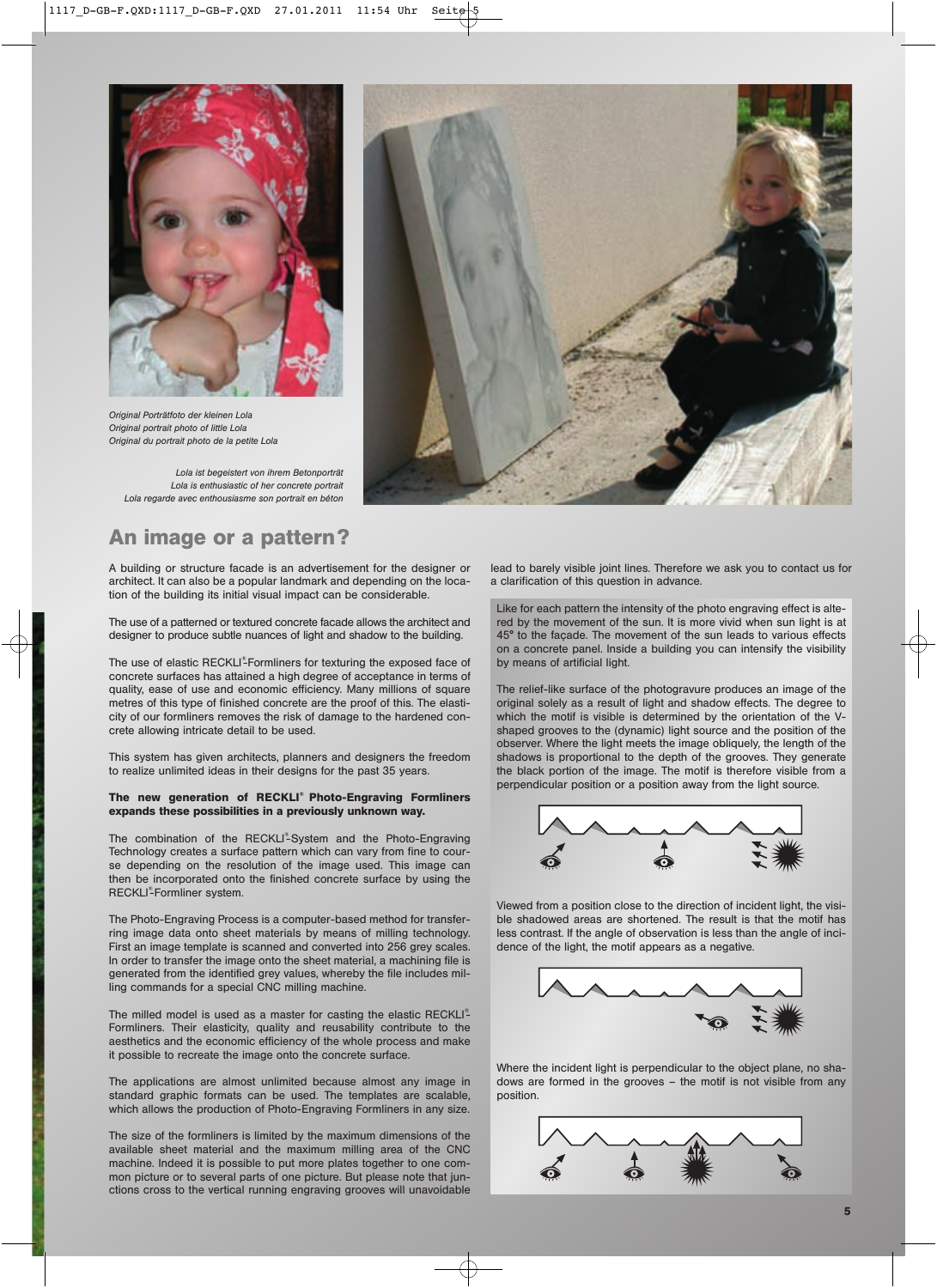*Original Porträtfoto der kleinen Lola*
*Original portrait photo of little Lola*
*Original du portrait photo de la petite Lola*

*Lola ist begeistert von ihrem Betonporträt*
*Lola is enthusiastic of her concrete portrait*
*Lola regarde avec enthousiasme son portrait en béton*

## An image or a pattern?

A building or structure facade is an advertisement for the designer or architect. It can also be a popular landmark and depending on the location of the building its initial visual impact can be considerable.

The use of a patterned or textured concrete facade allows the architect and designer to produce subtle nuances of light and shadow to the building.

The use of elastic RECKLI®-Formliners for texturing the exposed face of concrete surfaces has attained a high degree of acceptance in terms of quality, ease of use and economic efficiency. Many millions of square metres of this type of finished concrete are the proof of this. The elasticity of our formliners removes the risk of damage to the hardened concrete allowing intricate detail to be used.

This system has given architects, planners and designers the freedom to realize unlimited ideas in their designs for the past 35 years.

**The new generation of RECKLI® Photo-Engraving Formliners expands these possibilities in a previously unknown way.**

The combination of the RECKLI®-System and the Photo-Engraving Technology creates a surface pattern which can vary from fine to course depending on the resolution of the image used. This image can then be incorporated onto the finished concrete surface by using the RECKLI®-Formliner system.

The Photo-Engraving Process is a computer-based method for transferring image data onto sheet materials by means of milling technology. First an image template is scanned and converted into 256 grey scales. In order to transfer the image onto the sheet material, a machining file is generated from the identified grey values, whereby the file includes milling commands for a special CNC milling machine.

The milled model is used as a master for casting the elastic RECKLI®-Formliners. Their elasticity, quality and reusability contribute to the aesthetics and the economic efficiency of the whole process and make it possible to recreate the image onto the concrete surface.

The applications are almost unlimited because almost any image in standard graphic formats can be used. The templates are scalable, which allows the production of Photo-Engraving Formliners in any size.

The size of the formliners is limited by the maximum dimensions of the available sheet material and the maximum milling area of the CNC machine. Indeed it is possible to put more plates together to one common picture or to several parts of one picture. But please note that junctions cross to the vertical running engraving grooves will unavoidable lead to barely visible joint lines. Therefore we ask you to contact us for a clarification of this question in advance.

Like for each pattern the intensity of the photo engraving effect is altered by the movement of the sun. It is more vivid when sun light is at 45° to the façade. The movement of the sun leads to various effects on a concrete panel. Inside a building you can intensify the visibility by means of artificial light.

The relief-like surface of the photogravure produces an image of the original solely as a result of light and shadow effects. The degree to which the motif is visible is determined by the orientation of the V-shaped grooves to the (dynamic) light source and the position of the observer. Where the light meets the image obliquely, the length of the shadows is proportional to the depth of the grooves. They generate the black portion of the image. The motif is therefore visible from a perpendicular position or a position away from the light source.

Viewed from a position close to the direction of incident light, the visible shadowed areas are shortened. The result is that the motif has less contrast. If the angle of observation is less than the angle of incidence of the light, the motif appears as a negative.

Where the incident light is perpendicular to the object plane, no shadows are formed in the grooves – the motif is not visible from any position.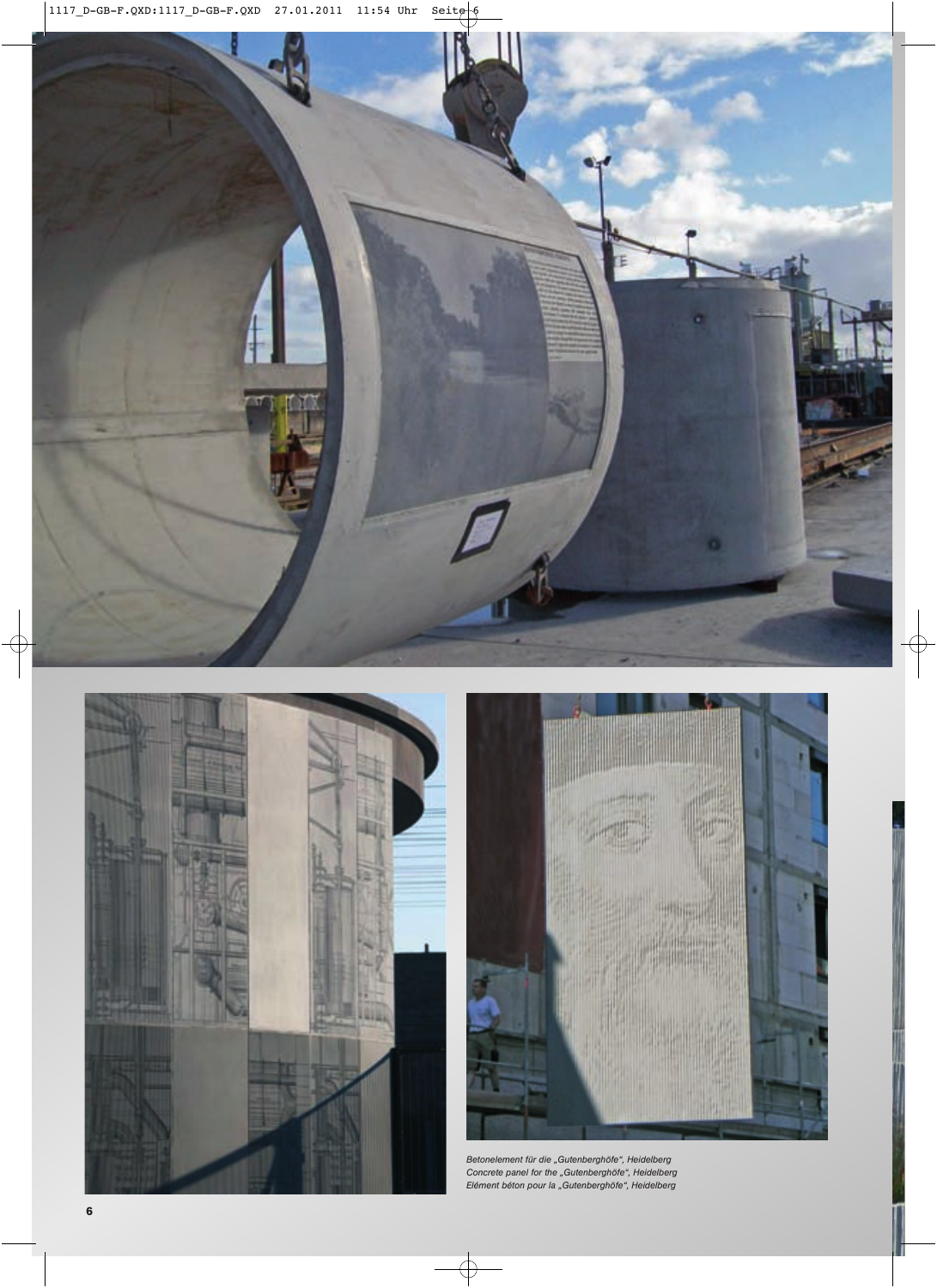Betonelement für die „Gutenberghöfe", Heidelberg
Concrete panel for the „Gutenberghöfe", Heidelberg
Elément béton pour la „Gutenberghöfe", Heidelberg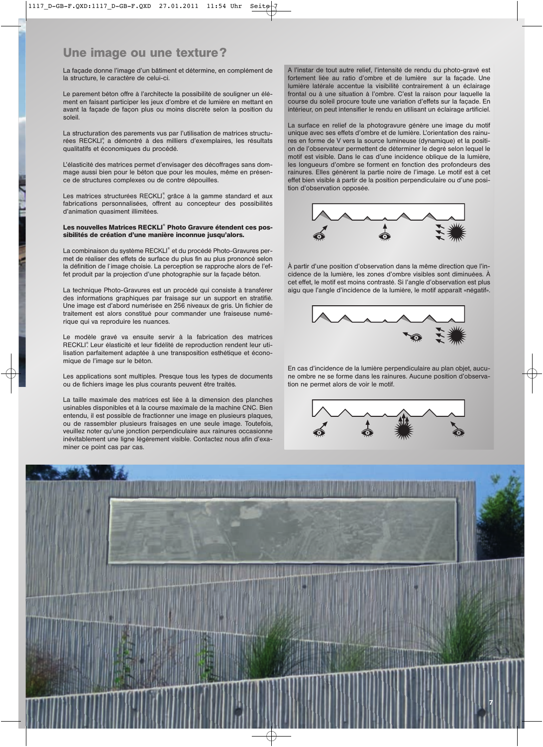# Une image ou une texture?

La façade donne l'image d'un bâtiment et détermine, en complément de la structure, le caractère de celui-ci.

Le parement béton offre à l'architecte la possibilité de souligner un élément en faisant participer les jeux d'ombre et de lumière en mettant en avant la façade de façon plus ou moins discrète selon la position du soleil.

La structuration des parements vus par l'utilisation de matrices structurées RECKLI®, a démontré à des milliers d'exemplaires, les résultats qualitatifs et économiques du procédé.

L'élasticité des matrices permet d'envisager des décoffrages sans dommage aussi bien pour le béton que pour les moules, même en présence de structures complexes ou de contre dépouilles.

Les matrices structurées RECKLI®, grâce à la gamme standard et aux fabrications personnalisées, offrent au concepteur des possibilités d'animation quasiment illimitées.

**Les nouvelles Matrices RECKLI® Photo Gravure étendent ces possibilités de création d'une manière inconnue jusqu'alors.**

La combinaison du système RECKLI® et du procédé Photo-Gravures permet de réaliser des effets de surface du plus fin au plus prononcé selon la définition de l'image choisie. La perception se rapproche alors de l'effet produit par la projection d'une photographie sur la façade béton.

La technique Photo-Gravures est un procédé qui consiste à transférer des informations graphiques par fraisage sur un support en stratifié. Une image est d'abord numérisée en 256 niveaux de gris. Un fichier de traitement est alors constitué pour commander une fraiseuse numérique qui va reproduire les nuances.

Le modèle gravé va ensuite servir à la fabrication des matrices RECKLI®. Leur élasticité et leur fidélité de reproduction rendent leur utilisation parfaitement adaptée à une transposition esthétique et économique de l'image sur le béton.

Les applications sont multiples. Presque tous les types de documents ou de fichiers image les plus courants peuvent être traités.

La taille maximale des matrices est liée à la dimension des planches usinables disponibles et à la course maximale de la machine CNC. Bien entendu, il est possible de fractionner une image en plusieurs plaques, ou de rassembler plusieurs fraisages en une seule image. Toutefois, veuillez noter qu'une jonction perpendiculaire aux rainures occasionne inévitablement une ligne légèrement visible. Contactez nous afin d'examiner ce point cas par cas.

A l'instar de tout autre relief, l'intensité de rendu du photo-gravé est fortement liée au ratio d'ombre et de lumière sur la façade. Une lumière latérale accentue la visibilité contrairement à un éclairage frontal ou à une situation à l'ombre. C'est la raison pour laquelle la course du soleil procure toute une variation d'effets sur la façade. En intérieur, on peut intensifier le rendu en utilisant un éclairage artificiel.

La surface en relief de la photogravure génère une image du motif unique avec ses effets d'ombre et de lumière. L'orientation des rainures en forme de V vers la source lumineuse (dynamique) et la position de l'observateur permettent de déterminer le degré selon lequel le motif est visible. Dans le cas d'une incidence oblique de la lumière, les longueurs d'ombre se forment en fonction des profondeurs des rainures. Elles génèrent la partie noire de l'image. Le motif est à cet effet bien visible à partir de la position perpendiculaire ou d'une position d'observation opposée.

À partir d'une position d'observation dans la même direction que l'incidence de la lumière, les zones d'ombre visibles sont diminuées. À cet effet, le motif est moins contrasté. Si l'angle d'observation est plus aigu que l'angle d'incidence de la lumière, le motif apparaît «négatif».

En cas d'incidence de la lumière perpendiculaire au plan objet, aucune ombre ne se forme dans les rainures. Aucune position d'observation ne permet alors de voir le motif.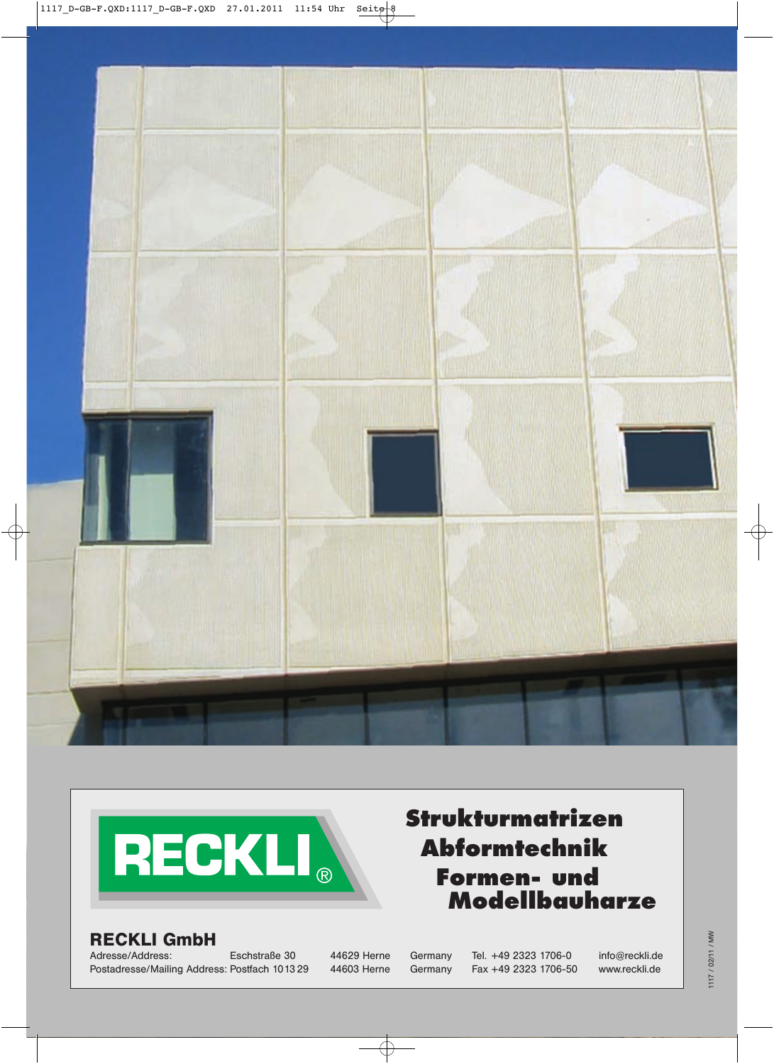RECKLI®

**Strukturmatrizen**
**Abformtechnik**
**Formen- und Modellbauharze**

**RECKLI GmbH**

| | | | | | |
|---|---|---|---|---|---|
| Adresse/Address: | Eschstraße 30 | 44629 Herne | Germany | Tel. +49 2323 1706-0 | info@reckli.de |
| Postadresse/Mailing Address: | Postfach 10 13 29 | 44603 Herne | Germany | Fax +49 2323 1706-50 | www.reckli.de |

1117 / 02/11 / MW